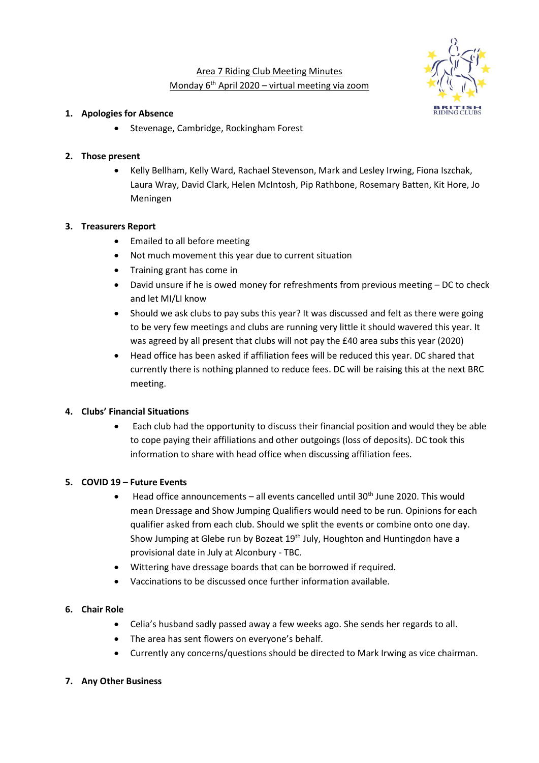Area 7 Riding Club Meeting Minutes

Monday 6th April 2020 – virtual meeting via zoom

1. **Apologies for Absence**
   - Stevenage, Cambridge, Rockingham Forest

2. **Those present**
   - Kelly Bellham, Kelly Ward, Rachael Stevenson, Mark and Lesley Irwing, Fiona Iszchak, Laura Wray, David Clark, Helen McIntosh, Pip Rathbone, Rosemary Batten, Kit Hore, Jo Meningen

3. **Treasurers Report**
   - Emailed to all before meeting
   - Not much movement this year due to current situation
   - Training grant has come in
   - David unsure if he is owed money for refreshments from previous meeting – DC to check and let MI/LI know
   - Should we ask clubs to pay subs this year? It was discussed and felt as there were going to be very few meetings and clubs are running very little it should wavered this year. It was agreed by all present that clubs will not pay the £40 area subs this year (2020)
   - Head office has been asked if affiliation fees will be reduced this year. DC shared that currently there is nothing planned to reduce fees. DC will be raising this at the next BRC meeting.

4. **Clubs' Financial Situations**
   - Each club had the opportunity to discuss their financial position and would they be able to cope paying their affiliations and other outgoings (loss of deposits). DC took this information to share with head office when discussing affiliation fees.

5. **COVID 19 – Future Events**
   - Head office announcements – all events cancelled until 30th June 2020. This would mean Dressage and Show Jumping Qualifiers would need to be run. Opinions for each qualifier asked from each club. Should we split the events or combine onto one day. Show Jumping at Glebe run by Bozeat 19th July, Houghton and Huntingdon have a provisional date in July at Alconbury - TBC.
   - Wittering have dressage boards that can be borrowed if required.
   - Vaccinations to be discussed once further information available.

6. **Chair Role**
   - Celia's husband sadly passed away a few weeks ago. She sends her regards to all.
   - The area has sent flowers on everyone's behalf.
   - Currently any concerns/questions should be directed to Mark Irwing as vice chairman.

7. **Any Other Business**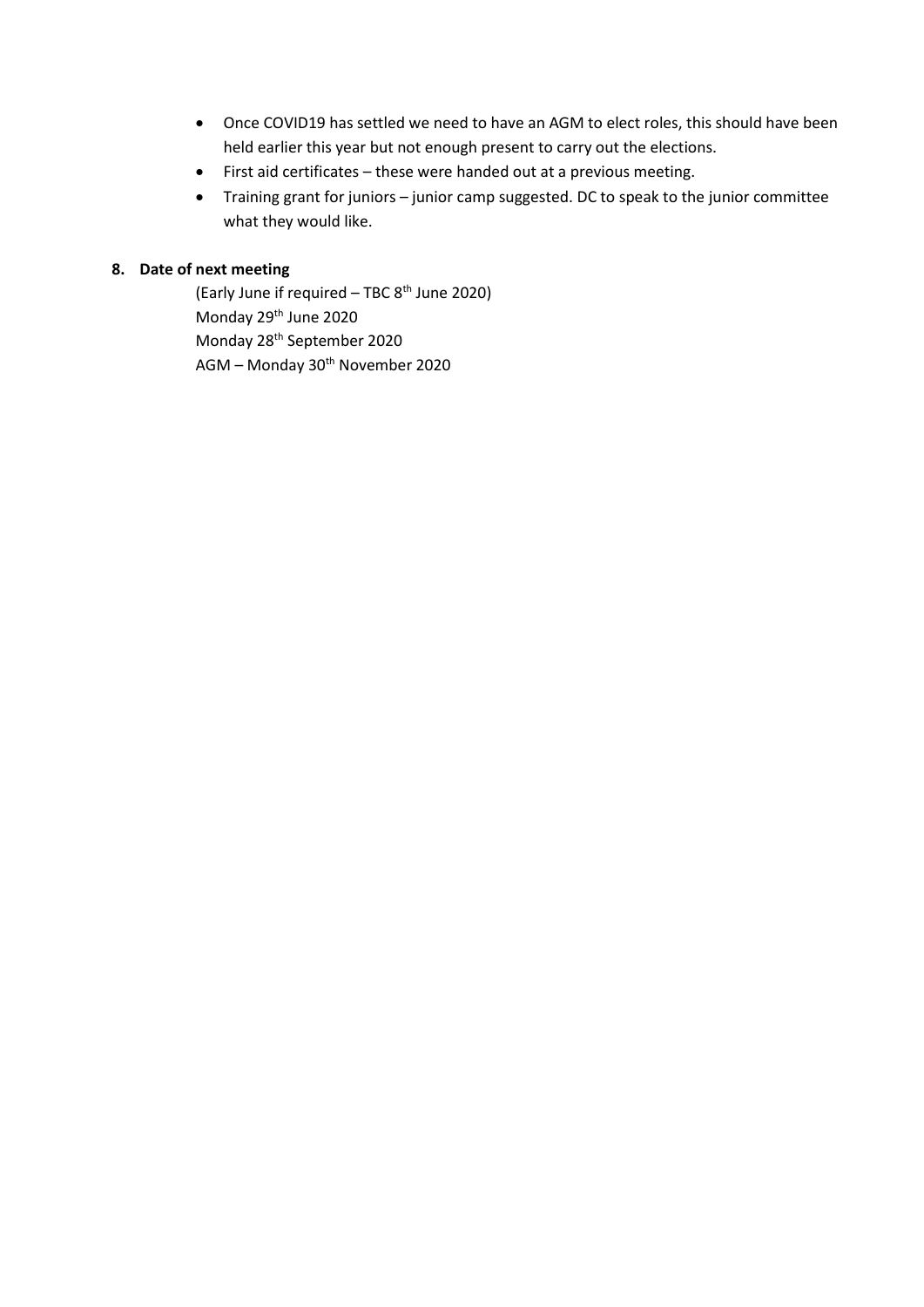- Once COVID19 has settled we need to have an AGM to elect roles, this should have been held earlier this year but not enough present to carry out the elections.
- First aid certificates – these were handed out at a previous meeting.
- Training grant for juniors – junior camp suggested. DC to speak to the junior committee what they would like.

**8. Date of next meeting**

(Early June if required – TBC 8th June 2020)
Monday 29th June 2020
Monday 28th September 2020
AGM – Monday 30th November 2020